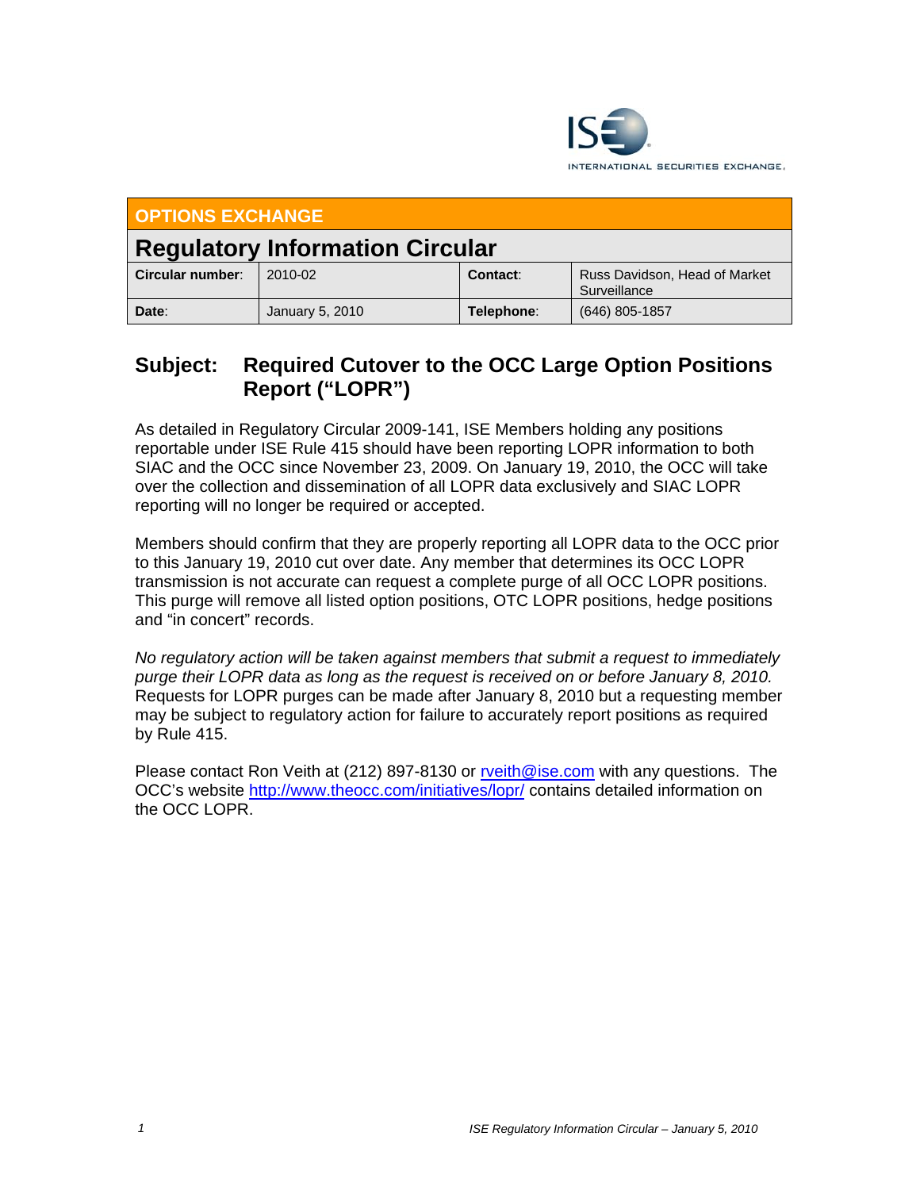**OPTIONS EXCHANGE**

# Regulatory Information Circular

| **Circular number**: | 2010-02 | **Contact**: | Russ Davidson, Head of Market Surveillance |
| --- | --- | --- | --- |
| **Date**: | January 5, 2010 | **Telephone**: | (646) 805-1857 |

## Subject: Required Cutover to the OCC Large Option Positions Report ("LOPR")

As detailed in Regulatory Circular 2009-141, ISE Members holding any positions reportable under ISE Rule 415 should have been reporting LOPR information to both SIAC and the OCC since November 23, 2009. On January 19, 2010, the OCC will take over the collection and dissemination of all LOPR data exclusively and SIAC LOPR reporting will no longer be required or accepted.

Members should confirm that they are properly reporting all LOPR data to the OCC prior to this January 19, 2010 cut over date. Any member that determines its OCC LOPR transmission is not accurate can request a complete purge of all OCC LOPR positions. This purge will remove all listed option positions, OTC LOPR positions, hedge positions and "in concert" records.

*No regulatory action will be taken against members that submit a request to immediately purge their LOPR data as long as the request is received on or before January 8, 2010.* Requests for LOPR purges can be made after January 8, 2010 but a requesting member may be subject to regulatory action for failure to accurately report positions as required by Rule 415.

Please contact Ron Veith at (212) 897-8130 or rveith@ise.com with any questions. The OCC's website http://www.theocc.com/initiatives/lopr/ contains detailed information on the OCC LOPR.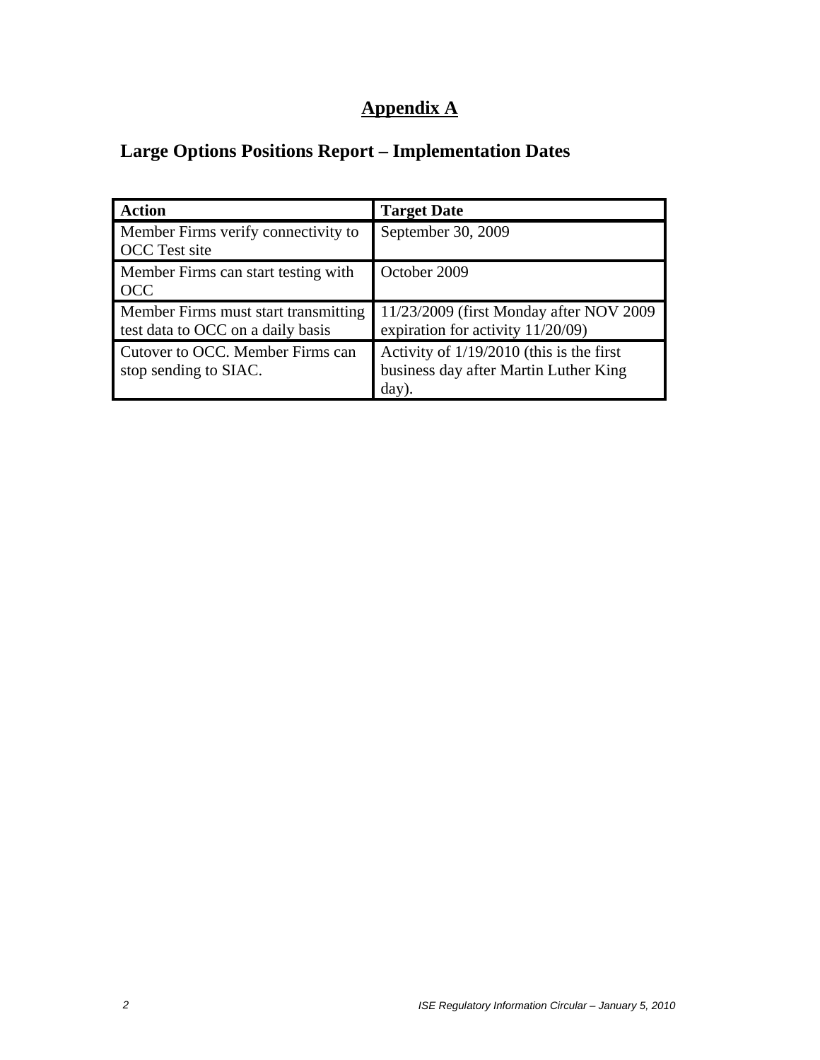# Appendix A

## Large Options Positions Report – Implementation Dates

| Action | Target Date |
|---|---|
| Member Firms verify connectivity to OCC Test site | September 30, 2009 |
| Member Firms can start testing with OCC | October 2009 |
| Member Firms must start transmitting test data to OCC on a daily basis | 11/23/2009 (first Monday after NOV 2009 expiration for activity 11/20/09) |
| Cutover to OCC. Member Firms can stop sending to SIAC. | Activity of 1/19/2010 (this is the first business day after Martin Luther King day). |